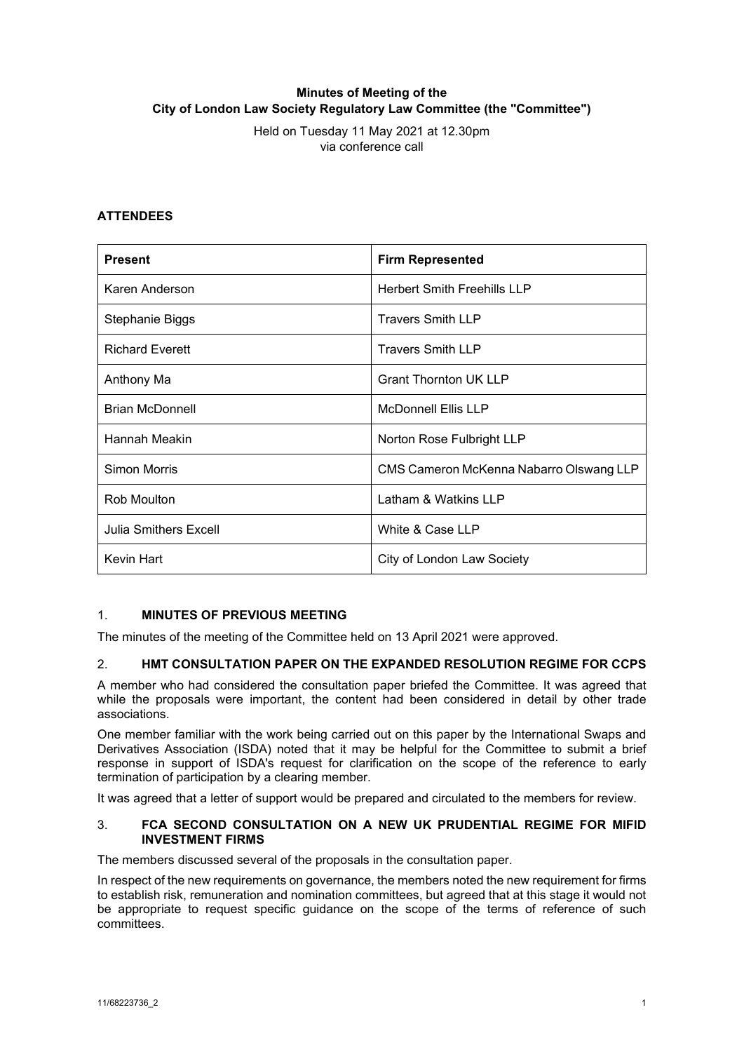**Minutes of Meeting of the**
**City of London Law Society Regulatory Law Committee (the "Committee")**

Held on Tuesday 11 May 2021 at 12.30pm
via conference call

## ATTENDEES

| Present | Firm Represented |
| --- | --- |
| Karen Anderson | Herbert Smith Freehills LLP |
| Stephanie Biggs | Travers Smith LLP |
| Richard Everett | Travers Smith LLP |
| Anthony Ma | Grant Thornton UK LLP |
| Brian McDonnell | McDonnell Ellis LLP |
| Hannah Meakin | Norton Rose Fulbright LLP |
| Simon Morris | CMS Cameron McKenna Nabarro Olswang LLP |
| Rob Moulton | Latham & Watkins LLP |
| Julia Smithers Excell | White & Case LLP |
| Kevin Hart | City of London Law Society |

## 1. MINUTES OF PREVIOUS MEETING

The minutes of the meeting of the Committee held on 13 April 2021 were approved.

## 2. HMT CONSULTATION PAPER ON THE EXPANDED RESOLUTION REGIME FOR CCPS

A member who had considered the consultation paper briefed the Committee. It was agreed that while the proposals were important, the content had been considered in detail by other trade associations.

One member familiar with the work being carried out on this paper by the International Swaps and Derivatives Association (ISDA) noted that it may be helpful for the Committee to submit a brief response in support of ISDA's request for clarification on the scope of the reference to early termination of participation by a clearing member.

It was agreed that a letter of support would be prepared and circulated to the members for review.

## 3. FCA SECOND CONSULTATION ON A NEW UK PRUDENTIAL REGIME FOR MIFID INVESTMENT FIRMS

The members discussed several of the proposals in the consultation paper.

In respect of the new requirements on governance, the members noted the new requirement for firms to establish risk, remuneration and nomination committees, but agreed that at this stage it would not be appropriate to request specific guidance on the scope of the terms of reference of such committees.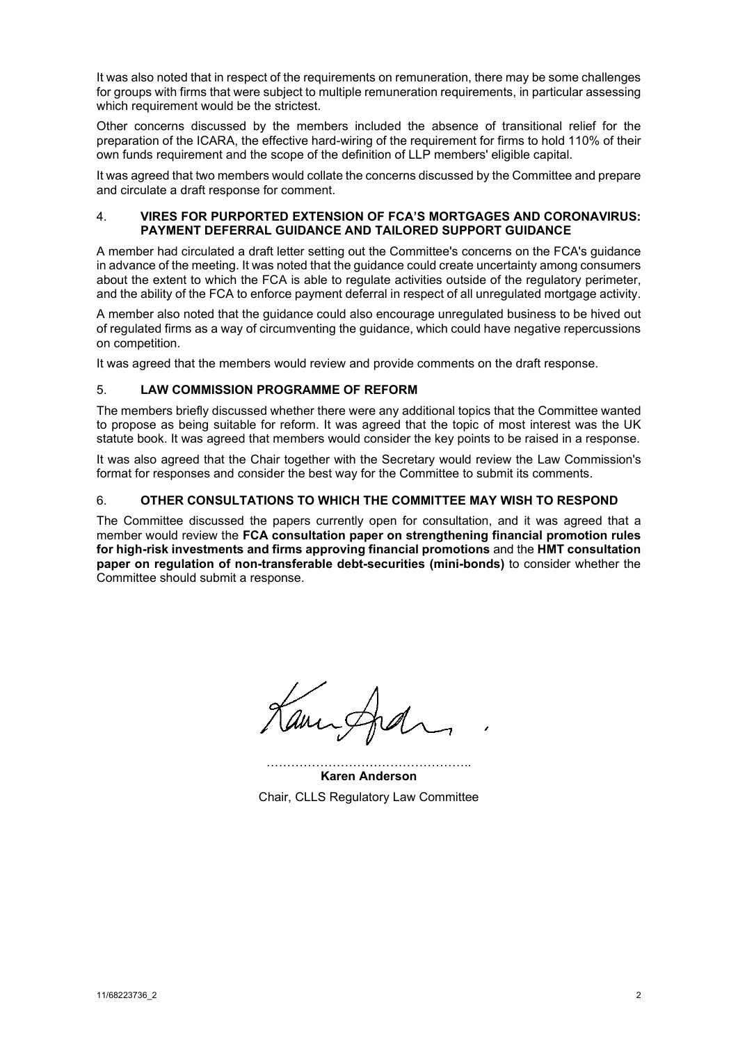It was also noted that in respect of the requirements on remuneration, there may be some challenges for groups with firms that were subject to multiple remuneration requirements, in particular assessing which requirement would be the strictest.

Other concerns discussed by the members included the absence of transitional relief for the preparation of the ICARA, the effective hard-wiring of the requirement for firms to hold 110% of their own funds requirement and the scope of the definition of LLP members' eligible capital.

It was agreed that two members would collate the concerns discussed by the Committee and prepare and circulate a draft response for comment.

## 4. VIRES FOR PURPORTED EXTENSION OF FCA'S MORTGAGES AND CORONAVIRUS: PAYMENT DEFERRAL GUIDANCE AND TAILORED SUPPORT GUIDANCE

A member had circulated a draft letter setting out the Committee's concerns on the FCA's guidance in advance of the meeting. It was noted that the guidance could create uncertainty among consumers about the extent to which the FCA is able to regulate activities outside of the regulatory perimeter, and the ability of the FCA to enforce payment deferral in respect of all unregulated mortgage activity.

A member also noted that the guidance could also encourage unregulated business to be hived out of regulated firms as a way of circumventing the guidance, which could have negative repercussions on competition.

It was agreed that the members would review and provide comments on the draft response.

## 5. LAW COMMISSION PROGRAMME OF REFORM

The members briefly discussed whether there were any additional topics that the Committee wanted to propose as being suitable for reform. It was agreed that the topic of most interest was the UK statute book. It was agreed that members would consider the key points to be raised in a response.

It was also agreed that the Chair together with the Secretary would review the Law Commission's format for responses and consider the best way for the Committee to submit its comments.

## 6. OTHER CONSULTATIONS TO WHICH THE COMMITTEE MAY WISH TO RESPOND

The Committee discussed the papers currently open for consultation, and it was agreed that a member would review the **FCA consultation paper on strengthening financial promotion rules for high-risk investments and firms approving financial promotions** and the **HMT consultation paper on regulation of non-transferable debt-securities (mini-bonds)** to consider whether the Committee should submit a response.

…………………………………………..

**Karen Anderson**

Chair, CLLS Regulatory Law Committee